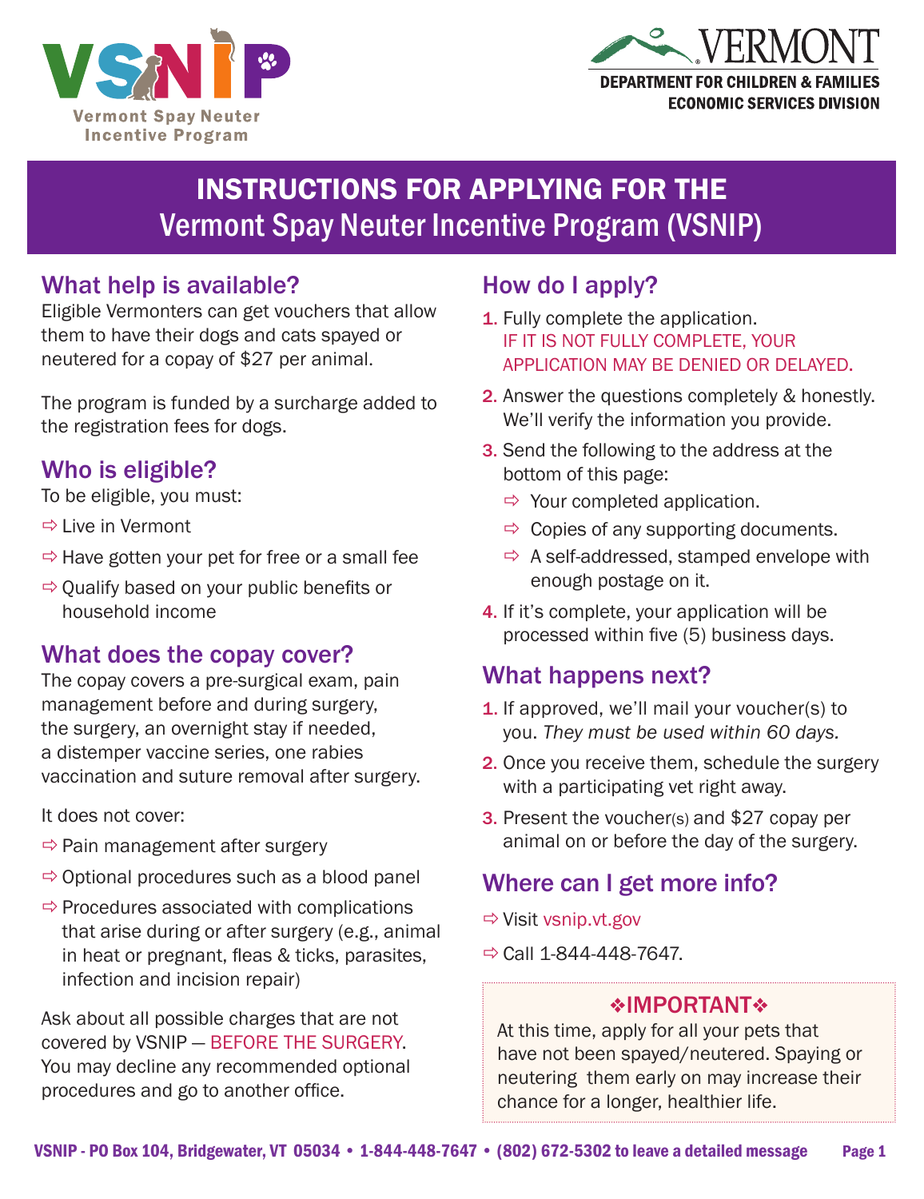VSNIP
Vermont Spay Neuter Incentive Program

VERMONT
DEPARTMENT FOR CHILDREN & FAMILIES
ECONOMIC SERVICES DIVISION

# INSTRUCTIONS FOR APPLYING FOR THE Vermont Spay Neuter Incentive Program (VSNIP)

## What help is available?

Eligible Vermonters can get vouchers that allow them to have their dogs and cats spayed or neutered for a copay of $27 per animal.

The program is funded by a surcharge added to the registration fees for dogs.

## Who is eligible?

To be eligible, you must:

- Live in Vermont
- Have gotten your pet for free or a small fee
- Qualify based on your public benefits or household income

## What does the copay cover?

The copay covers a pre-surgical exam, pain management before and during surgery, the surgery, an overnight stay if needed, a distemper vaccine series, one rabies vaccination and suture removal after surgery.

It does not cover:

- Pain management after surgery
- Optional procedures such as a blood panel
- Procedures associated with complications that arise during or after surgery (e.g., animal in heat or pregnant, fleas & ticks, parasites, infection and incision repair)

Ask about all possible charges that are not covered by VSNIP — BEFORE THE SURGERY. You may decline any recommended optional procedures and go to another office.

## How do I apply?

1. Fully complete the application. IF IT IS NOT FULLY COMPLETE, YOUR APPLICATION MAY BE DENIED OR DELAYED.
2. Answer the questions completely & honestly. We'll verify the information you provide.
3. Send the following to the address at the bottom of this page:
   - Your completed application.
   - Copies of any supporting documents.
   - A self-addressed, stamped envelope with enough postage on it.
4. If it's complete, your application will be processed within five (5) business days.

## What happens next?

1. If approved, we'll mail your voucher(s) to you. *They must be used within 60 days.*
2. Once you receive them, schedule the surgery with a participating vet right away.
3. Present the voucher(s) and $27 copay per animal on or before the day of the surgery.

## Where can I get more info?

- Visit vsnip.vt.gov
- Call 1-844-448-7647.

**❖IMPORTANT❖**

At this time, apply for all your pets that have not been spayed/neutered. Spaying or neutering them early on may increase their chance for a longer, healthier life.

VSNIP - PO Box 104, Bridgewater, VT 05034 • 1-844-448-7647 • (802) 672-5302 to leave a detailed message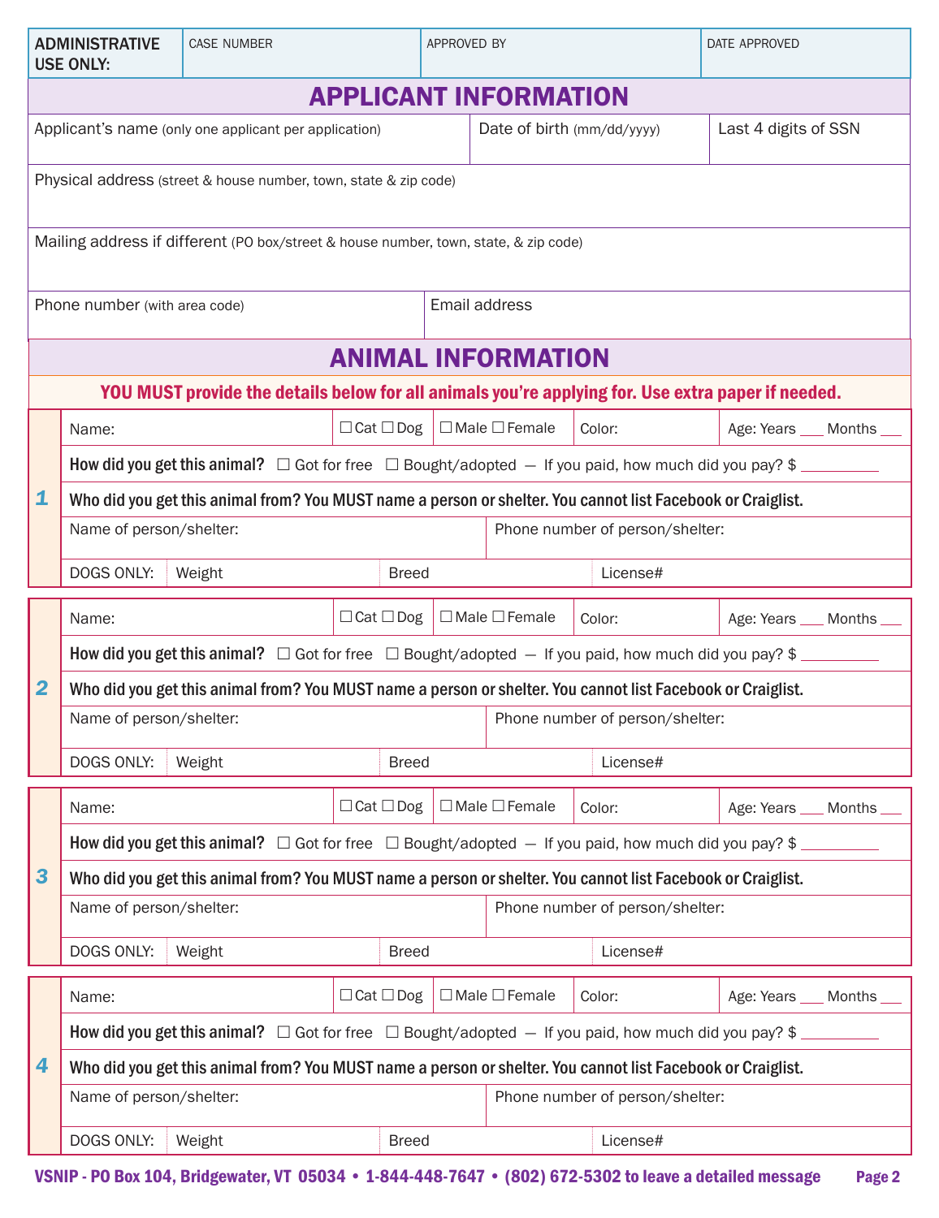| ADMINISTRATIVE USE ONLY: | CASE NUMBER | APPROVED BY | DATE APPROVED |
|---|---|---|---|

## APPLICANT INFORMATION

| Applicant's name (only one applicant per application) | Date of birth (mm/dd/yyyy) | Last 4 digits of SSN |
|---|---|---|
| | | |

Physical address (street & house number, town, state & zip code)

Mailing address if different (PO box/street & house number, town, state, & zip code)

| Phone number (with area code) | Email address |
|---|---|
| | |

## ANIMAL INFORMATION

**YOU MUST provide the details below for all animals you're applying for. Use extra paper if needed.**

### 1

| Name: | ☐ Cat ☐ Dog | ☐ Male ☐ Female | Color: | Age: Years ___ Months ___ |
|---|---|---|---|---|

**How did you get this animal?** ☐ Got for free ☐ Bought/adopted — If you paid, how much did you pay? $ __________

**Who did you get this animal from? You MUST name a person or shelter. You cannot list Facebook or Craiglist.**

| Name of person/shelter: | Phone number of person/shelter: |
|---|---|

| DOGS ONLY: | Weight | Breed | License# |
|---|---|---|---|

### 2

| Name: | ☐ Cat ☐ Dog | ☐ Male ☐ Female | Color: | Age: Years ___ Months ___ |
|---|---|---|---|---|

**How did you get this animal?** ☐ Got for free ☐ Bought/adopted — If you paid, how much did you pay? $ __________

**Who did you get this animal from? You MUST name a person or shelter. You cannot list Facebook or Craiglist.**

| Name of person/shelter: | Phone number of person/shelter: |
|---|---|

| DOGS ONLY: | Weight | Breed | License# |
|---|---|---|---|

### 3

| Name: | ☐ Cat ☐ Dog | ☐ Male ☐ Female | Color: | Age: Years ___ Months ___ |
|---|---|---|---|---|

**How did you get this animal?** ☐ Got for free ☐ Bought/adopted — If you paid, how much did you pay? $ __________

**Who did you get this animal from? You MUST name a person or shelter. You cannot list Facebook or Craiglist.**

| Name of person/shelter: | Phone number of person/shelter: |
|---|---|

| DOGS ONLY: | Weight | Breed | License# |
|---|---|---|---|

### 4

| Name: | ☐ Cat ☐ Dog | ☐ Male ☐ Female | Color: | Age: Years ___ Months ___ |
|---|---|---|---|---|

**How did you get this animal?** ☐ Got for free ☐ Bought/adopted — If you paid, how much did you pay? $ __________

**Who did you get this animal from? You MUST name a person or shelter. You cannot list Facebook or Craiglist.**

| Name of person/shelter: | Phone number of person/shelter: |
|---|---|

| DOGS ONLY: | Weight | Breed | License# |
|---|---|---|---|

**VSNIP - PO Box 104, Bridgewater, VT 05034 • 1-844-448-7647 • (802) 672-5302 to leave a detailed message**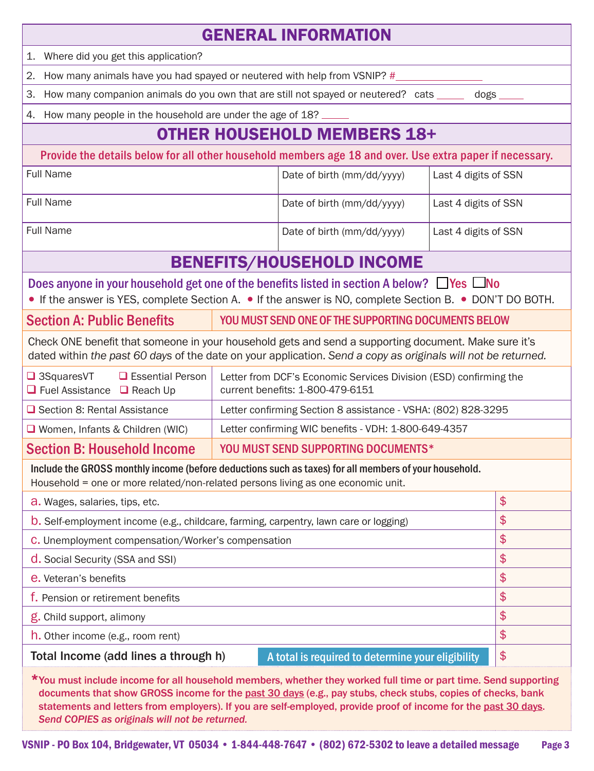## GENERAL INFORMATION

1. Where did you get this application?
2. How many animals have you had spayed or neutered with help from VSNIP? #________________
3. How many companion animals do you own that are still not spayed or neutered? cats _____ dogs _____
4. How many people in the household are under the age of 18? _____

## OTHER HOUSEHOLD MEMBERS 18+

**Provide the details below for all other household members age 18 and over. Use extra paper if necessary.**

| Full Name | Date of birth (mm/dd/yyyy) | Last 4 digits of SSN |
|---|---|---|
| Full Name | Date of birth (mm/dd/yyyy) | Last 4 digits of SSN |
| Full Name | Date of birth (mm/dd/yyyy) | Last 4 digits of SSN |

## BENEFITS/HOUSEHOLD INCOME

**Does anyone in your household get one of the benefits listed in section A below?** ☐ Yes ☐ No

- If the answer is YES, complete Section A.
- If the answer is NO, complete Section B.
- DON'T DO BOTH.

### Section A: Public Benefits — YOU MUST SEND ONE OF THE SUPPORTING DOCUMENTS BELOW

Check ONE benefit that someone in your household gets and send a supporting document. Make sure it's dated within *the past 60 days* of the date on your application. *Send a copy as originals will not be returned.*

| Benefit | Supporting document |
|---|---|
| ❑ 3SquaresVT ❑ Essential Person ❑ Fuel Assistance ❑ Reach Up | Letter from DCF's Economic Services Division (ESD) confirming the current benefits: 1-800-479-6151 |
| ❑ Section 8: Rental Assistance | Letter confirming Section 8 assistance - VSHA: (802) 828-3295 |
| ❑ Women, Infants & Children (WIC) | Letter confirming WIC benefits - VDH: 1-800-649-4357 |

### Section B: Household Income — YOU MUST SEND SUPPORTING DOCUMENTS*

**Include the GROSS monthly income (before deductions such as taxes) for all members of your household.**
Household = one or more related/non-related persons living as one economic unit.

| Income | Amount |
|---|---|
| a. Wages, salaries, tips, etc. | $ |
| b. Self-employment income (e.g., childcare, farming, carpentry, lawn care or logging) | $ |
| c. Unemployment compensation/Worker's compensation | $ |
| d. Social Security (SSA and SSI) | $ |
| e. Veteran's benefits | $ |
| f. Pension or retirement benefits | $ |
| g. Child support, alimony | $ |
| h. Other income (e.g., room rent) | $ |
| **Total Income (add lines a through h)** — A total is required to determine your eligibility | $ |

***You must include income for all household members, whether they worked full time or part time. Send supporting documents that show GROSS income for the past 30 days (e.g., pay stubs, check stubs, copies of checks, bank statements and letters from employers). If you are self-employed, provide proof of income for the past 30 days. *Send COPIES as originals will not be returned.***

VSNIP - PO Box 104, Bridgewater, VT 05034 • 1-844-448-7647 • (802) 672-5302 to leave a detailed message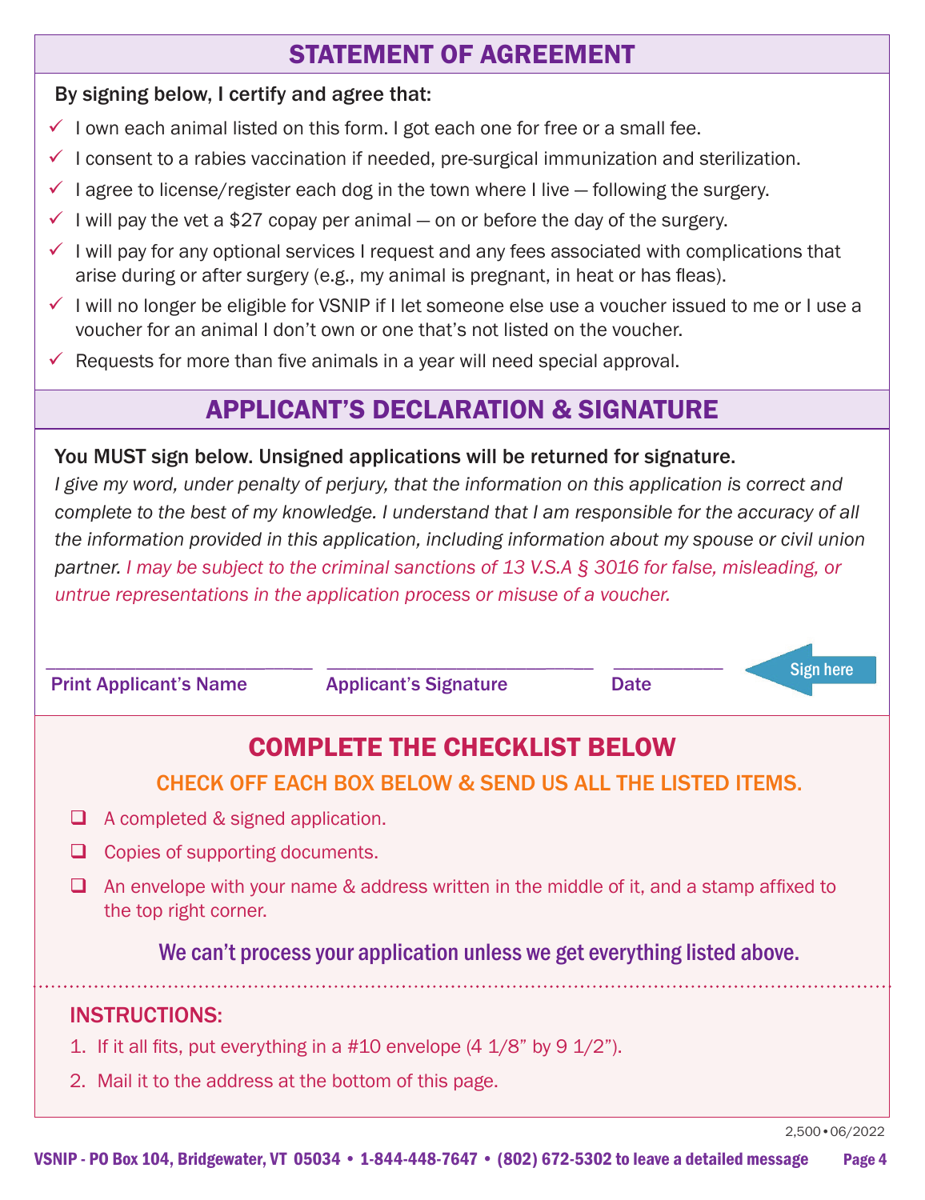## STATEMENT OF AGREEMENT

**By signing below, I certify and agree that:**

- ✓ I own each animal listed on this form. I got each one for free or a small fee.
- ✓ I consent to a rabies vaccination if needed, pre-surgical immunization and sterilization.
- ✓ I agree to license/register each dog in the town where I live — following the surgery.
- ✓ I will pay the vet a $27 copay per animal — on or before the day of the surgery.
- ✓ I will pay for any optional services I request and any fees associated with complications that arise during or after surgery (e.g., my animal is pregnant, in heat or has fleas).
- ✓ I will no longer be eligible for VSNIP if I let someone else use a voucher issued to me or I use a voucher for an animal I don't own or one that's not listed on the voucher.
- ✓ Requests for more than five animals in a year will need special approval.

## APPLICANT'S DECLARATION & SIGNATURE

**You MUST sign below. Unsigned applications will be returned for signature.**

*I give my word, under penalty of perjury, that the information on this application is correct and complete to the best of my knowledge. I understand that I am responsible for the accuracy of all the information provided in this application, including information about my spouse or civil union partner. I may be subject to the criminal sanctions of 13 V.S.A § 3016 for false, misleading, or untrue representations in the application process or misuse of a voucher.*

\_\_\_\_\_\_\_\_\_\_\_\_\_\_\_\_\_\_\_\_\_\_\_\_ \_\_\_\_\_\_\_\_\_\_\_\_\_\_\_\_\_\_\_\_\_\_\_\_ \_\_\_\_\_\_\_\_\_\_

Print Applicant's Name | Applicant's Signature | Date ← Sign here

## COMPLETE THE CHECKLIST BELOW

### CHECK OFF EACH BOX BELOW & SEND US ALL THE LISTED ITEMS.

- ☐ A completed & signed application.
- ☐ Copies of supporting documents.
- ☐ An envelope with your name & address written in the middle of it, and a stamp affixed to the top right corner.

**We can't process your application unless we get everything listed above.**

### INSTRUCTIONS:

1. If it all fits, put everything in a #10 envelope (4 1/8" by 9 1/2").
2. Mail it to the address at the bottom of this page.

2,500 • 06/2022

**VSNIP - PO Box 104, Bridgewater, VT 05034 • 1-844-448-7647 • (802) 672-5302 to leave a detailed message**